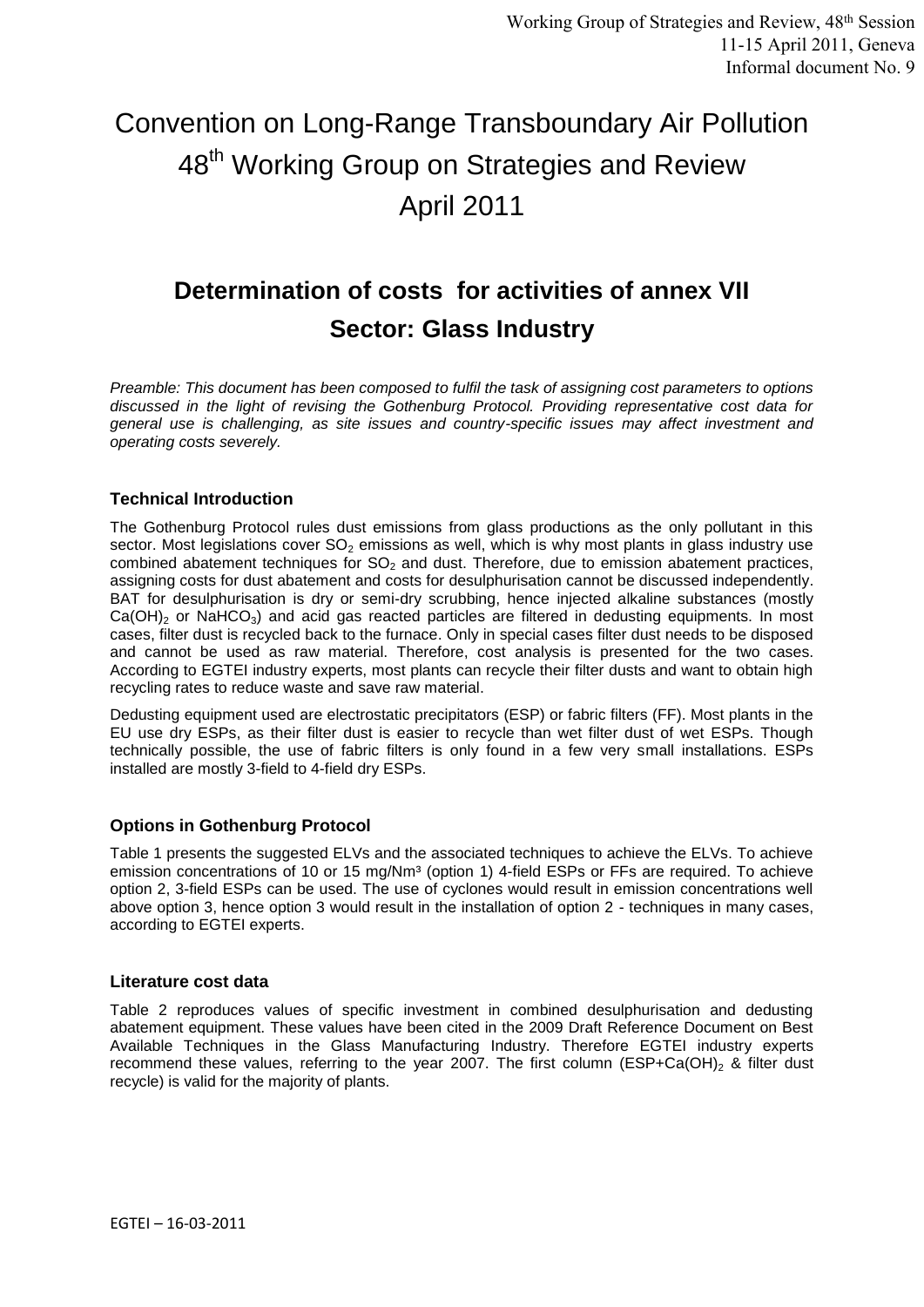Working Group of Strategies and Review, 48th Session
11-15 April 2011, Geneva
Informal document No. 9

# Convention on Long-Range Transboundary Air Pollution 48th Working Group on Strategies and Review April 2011

## Determination of costs for activities of annex VII Sector: Glass Industry

*Preamble: This document has been composed to fulfil the task of assigning cost parameters to options discussed in the light of revising the Gothenburg Protocol. Providing representative cost data for general use is challenging, as site issues and country-specific issues may affect investment and operating costs severely.*

### Technical Introduction

The Gothenburg Protocol rules dust emissions from glass productions as the only pollutant in this sector. Most legislations cover $SO_2$ emissions as well, which is why most plants in glass industry use combined abatement techniques for $SO_2$ and dust. Therefore, due to emission abatement practices, assigning costs for dust abatement and costs for desulphurisation cannot be discussed independently. BAT for desulphurisation is dry or semi-dry scrubbing, hence injected alkaline substances (mostly $Ca(OH)_2$ or $NaHCO_3$) and acid gas reacted particles are filtered in dedusting equipments. In most cases, filter dust is recycled back to the furnace. Only in special cases filter dust needs to be disposed and cannot be used as raw material. Therefore, cost analysis is presented for the two cases. According to EGTEI industry experts, most plants can recycle their filter dusts and want to obtain high recycling rates to reduce waste and save raw material.

Dedusting equipment used are electrostatic precipitators (ESP) or fabric filters (FF). Most plants in the EU use dry ESPs, as their filter dust is easier to recycle than wet filter dust of wet ESPs. Though technically possible, the use of fabric filters is only found in a few very small installations. ESPs installed are mostly 3-field to 4-field dry ESPs.

### Options in Gothenburg Protocol

Table 1 presents the suggested ELVs and the associated techniques to achieve the ELVs. To achieve emission concentrations of 10 or 15 mg/Nm³ (option 1) 4-field ESPs or FFs are required. To achieve option 2, 3-field ESPs can be used. The use of cyclones would result in emission concentrations well above option 3, hence option 3 would result in the installation of option 2 - techniques in many cases, according to EGTEI experts.

### Literature cost data

Table 2 reproduces values of specific investment in combined desulphurisation and dedusting abatement equipment. These values have been cited in the 2009 Draft Reference Document on Best Available Techniques in the Glass Manufacturing Industry. Therefore EGTEI industry experts recommend these values, referring to the year 2007. The first column ($ESP+Ca(OH)_2$ & filter dust recycle) is valid for the majority of plants.

EGTEI – 16-03-2011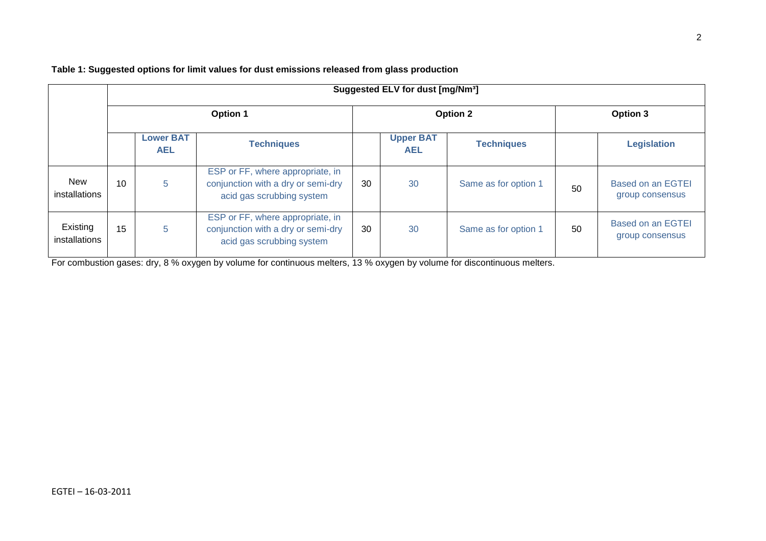**Table 1: Suggested options for limit values for dust emissions released from glass production**

| | Suggested ELV for dust [mg/Nm³] | | | | | | | |
|---|---|---|---|---|---|---|---|---|
| | Option 1 | | | Option 2 | | | Option 3 | |
| | | Lower BAT AEL | Techniques | | Upper BAT AEL | Techniques | | Legislation |
| New installations | 10 | 5 | ESP or FF, where appropriate, in conjunction with a dry or semi-dry acid gas scrubbing system | 30 | 30 | Same as for option 1 | 50 | Based on an EGTEI group consensus |
| Existing installations | 15 | 5 | ESP or FF, where appropriate, in conjunction with a dry or semi-dry acid gas scrubbing system | 30 | 30 | Same as for option 1 | 50 | Based on an EGTEI group consensus |

For combustion gases: dry, 8 % oxygen by volume for continuous melters, 13 % oxygen by volume for discontinuous melters.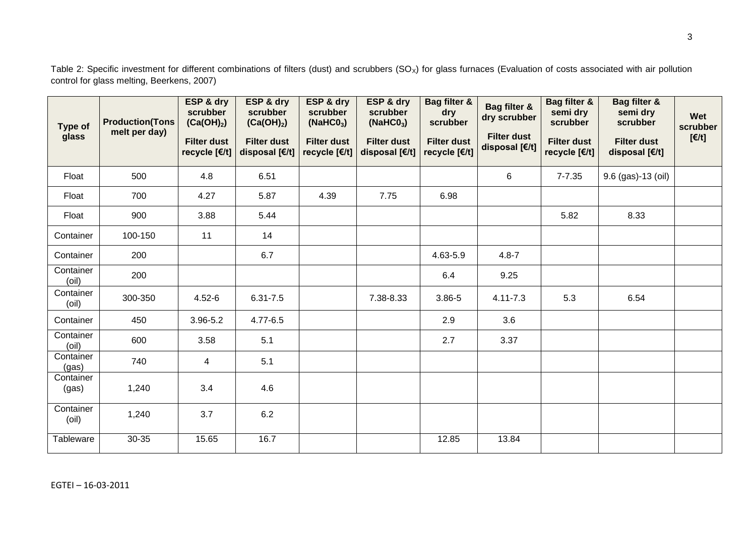Table 2: Specific investment for different combinations of filters (dust) and scrubbers ($SO_X$) for glass furnaces (Evaluation of costs associated with air pollution control for glass melting, Beerkens, 2007)

| Type of glass | Production(Tons melt per day) | ESP & dry scrubber ($Ca(OH)_2$) Filter dust recycle [€/t] | ESP & dry scrubber ($Ca(OH)_2$) Filter dust disposal [€/t] | ESP & dry scrubber ($NaHC0_3$) Filter dust recycle [€/t] | ESP & dry scrubber ($NaHC0_3$) Filter dust disposal [€/t] | Bag filter & dry scrubber Filter dust recycle [€/t] | Bag filter & dry scrubber Filter dust disposal [€/t] | Bag filter & semi dry scrubber Filter dust recycle [€/t] | Bag filter & semi dry scrubber Filter dust disposal [€/t] | Wet scrubber [€/t] |
|---|---|---|---|---|---|---|---|---|---|---|
| Float | 500 | 4.8 | 6.51 | | | | 6 | 7-7.35 | 9.6 (gas)-13 (oil) | |
| Float | 700 | 4.27 | 5.87 | 4.39 | 7.75 | 6.98 | | | | |
| Float | 900 | 3.88 | 5.44 | | | | | 5.82 | 8.33 | |
| Container | 100-150 | 11 | 14 | | | | | | | |
| Container | 200 | | 6.7 | | | 4.63-5.9 | 4.8-7 | | | |
| Container (oil) | 200 | | | | | 6.4 | 9.25 | | | |
| Container (oil) | 300-350 | 4.52-6 | 6.31-7.5 | | 7.38-8.33 | 3.86-5 | 4.11-7.3 | 5.3 | 6.54 | |
| Container | 450 | 3.96-5.2 | 4.77-6.5 | | | 2.9 | 3.6 | | | |
| Container (oil) | 600 | 3.58 | 5.1 | | | 2.7 | 3.37 | | | |
| Container (gas) | 740 | 4 | 5.1 | | | | | | | |
| Container (gas) | 1,240 | 3.4 | 4.6 | | | | | | | |
| Container (oil) | 1,240 | 3.7 | 6.2 | | | | | | | |
| Tableware | 30-35 | 15.65 | 16.7 | | | 12.85 | 13.84 | | | |

EGTEI – 16-03-2011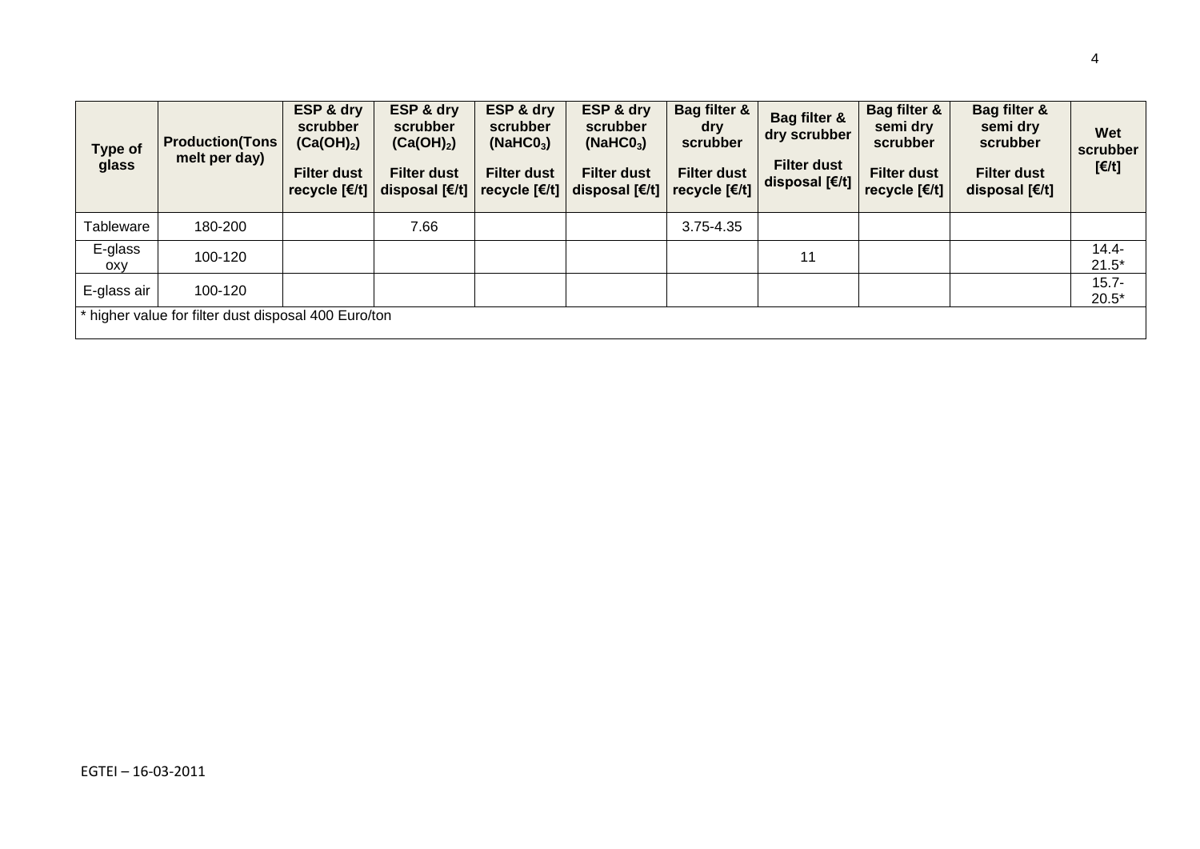| Type of glass | Production(Tons melt per day) | ESP & dry scrubber ($Ca(OH)_2$) Filter dust recycle [€/t] | ESP & dry scrubber ($Ca(OH)_2$) Filter dust disposal [€/t] | ESP & dry scrubber ($NaHC0_3$) Filter dust recycle [€/t] | ESP & dry scrubber ($NaHC0_3$) Filter dust disposal [€/t] | Bag filter & dry scrubber Filter dust recycle [€/t] | Bag filter & dry scrubber Filter dust disposal [€/t] | Bag filter & semi dry scrubber Filter dust recycle [€/t] | Bag filter & semi dry scrubber Filter dust disposal [€/t] | Wet scrubber [€/t] |
|---|---|---|---|---|---|---|---|---|---|---|
| Tableware | 180-200 | | 7.66 | | | 3.75-4.35 | | | | |
| E-glass oxy | 100-120 | | | | | | 11 | | | 14.4-21.5* |
| E-glass air | 100-120 | | | | | | | | | 15.7-20.5* |

\* higher value for filter dust disposal 400 Euro/ton

EGTEI – 16-03-2011